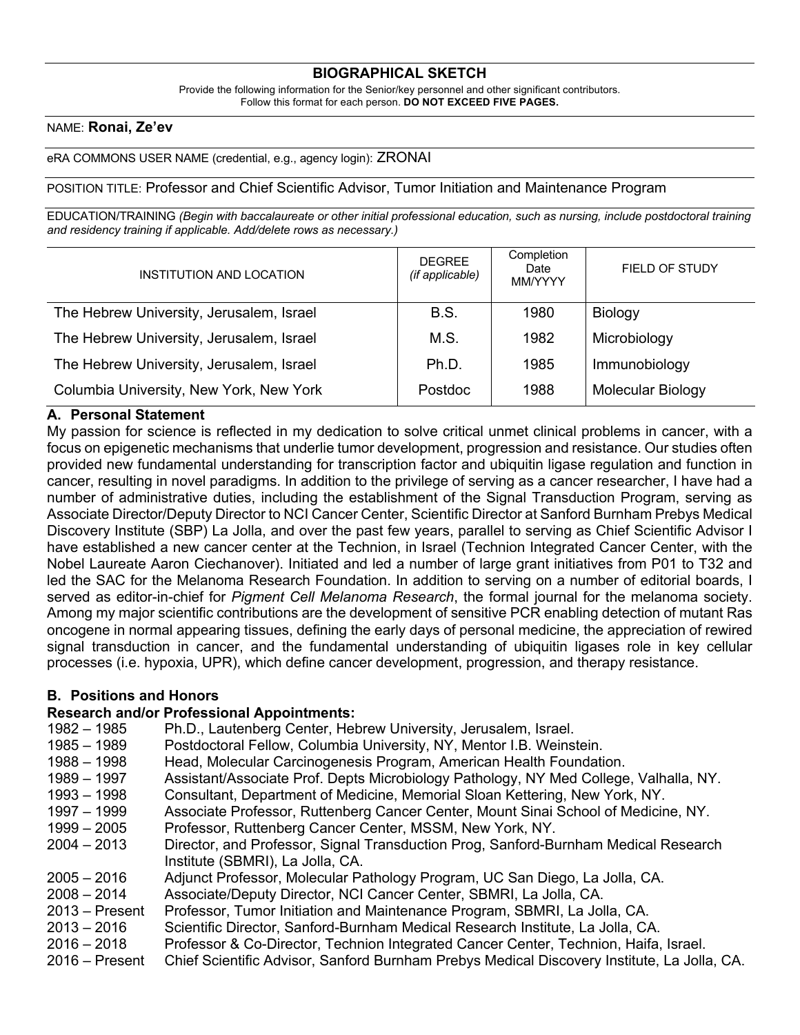## BIOGRAPHICAL SKETCH

Provide the following information for the Senior/key personnel and other significant contributors.
Follow this format for each person. **DO NOT EXCEED FIVE PAGES.**

NAME: **Ronai, Ze'ev**

eRA COMMONS USER NAME (credential, e.g., agency login): ZRONAI

POSITION TITLE: Professor and Chief Scientific Advisor, Tumor Initiation and Maintenance Program

EDUCATION/TRAINING *(Begin with baccalaureate or other initial professional education, such as nursing, include postdoctoral training and residency training if applicable. Add/delete rows as necessary.)*

| INSTITUTION AND LOCATION | DEGREE *(if applicable)* | Completion Date MM/YYYY | FIELD OF STUDY |
|---|---|---|---|
| The Hebrew University, Jerusalem, Israel | B.S. | 1980 | Biology |
| The Hebrew University, Jerusalem, Israel | M.S. | 1982 | Microbiology |
| The Hebrew University, Jerusalem, Israel | Ph.D. | 1985 | Immunobiology |
| Columbia University, New York, New York | Postdoc | 1988 | Molecular Biology |

### A. Personal Statement

My passion for science is reflected in my dedication to solve critical unmet clinical problems in cancer, with a focus on epigenetic mechanisms that underlie tumor development, progression and resistance. Our studies often provided new fundamental understanding for transcription factor and ubiquitin ligase regulation and function in cancer, resulting in novel paradigms. In addition to the privilege of serving as a cancer researcher, I have had a number of administrative duties, including the establishment of the Signal Transduction Program, serving as Associate Director/Deputy Director to NCI Cancer Center, Scientific Director at Sanford Burnham Prebys Medical Discovery Institute (SBP) La Jolla, and over the past few years, parallel to serving as Chief Scientific Advisor I have established a new cancer center at the Technion, in Israel (Technion Integrated Cancer Center, with the Nobel Laureate Aaron Ciechanover). Initiated and led a number of large grant initiatives from P01 to T32 and led the SAC for the Melanoma Research Foundation. In addition to serving on a number of editorial boards, I served as editor-in-chief for *Pigment Cell Melanoma Research*, the formal journal for the melanoma society. Among my major scientific contributions are the development of sensitive PCR enabling detection of mutant Ras oncogene in normal appearing tissues, defining the early days of personal medicine, the appreciation of rewired signal transduction in cancer, and the fundamental understanding of ubiquitin ligases role in key cellular processes (i.e. hypoxia, UPR), which define cancer development, progression, and therapy resistance.

### B. Positions and Honors

**Research and/or Professional Appointments:**

1982 – 1985 Ph.D., Lautenberg Center, Hebrew University, Jerusalem, Israel.
1985 – 1989 Postdoctoral Fellow, Columbia University, NY, Mentor I.B. Weinstein.
1988 – 1998 Head, Molecular Carcinogenesis Program, American Health Foundation.
1989 – 1997 Assistant/Associate Prof. Depts Microbiology Pathology, NY Med College, Valhalla, NY.
1993 – 1998 Consultant, Department of Medicine, Memorial Sloan Kettering, New York, NY.
1997 – 1999 Associate Professor, Ruttenberg Cancer Center, Mount Sinai School of Medicine, NY.
1999 – 2005 Professor, Ruttenberg Cancer Center, MSSM, New York, NY.
2004 – 2013 Director, and Professor, Signal Transduction Prog, Sanford-Burnham Medical Research Institute (SBMRI), La Jolla, CA.
2005 – 2016 Adjunct Professor, Molecular Pathology Program, UC San Diego, La Jolla, CA.
2008 – 2014 Associate/Deputy Director, NCI Cancer Center, SBMRI, La Jolla, CA.
2013 – Present Professor, Tumor Initiation and Maintenance Program, SBMRI, La Jolla, CA.
2013 – 2016 Scientific Director, Sanford-Burnham Medical Research Institute, La Jolla, CA.
2016 – 2018 Professor & Co-Director, Technion Integrated Cancer Center, Technion, Haifa, Israel.
2016 – Present Chief Scientific Advisor, Sanford Burnham Prebys Medical Discovery Institute, La Jolla, CA.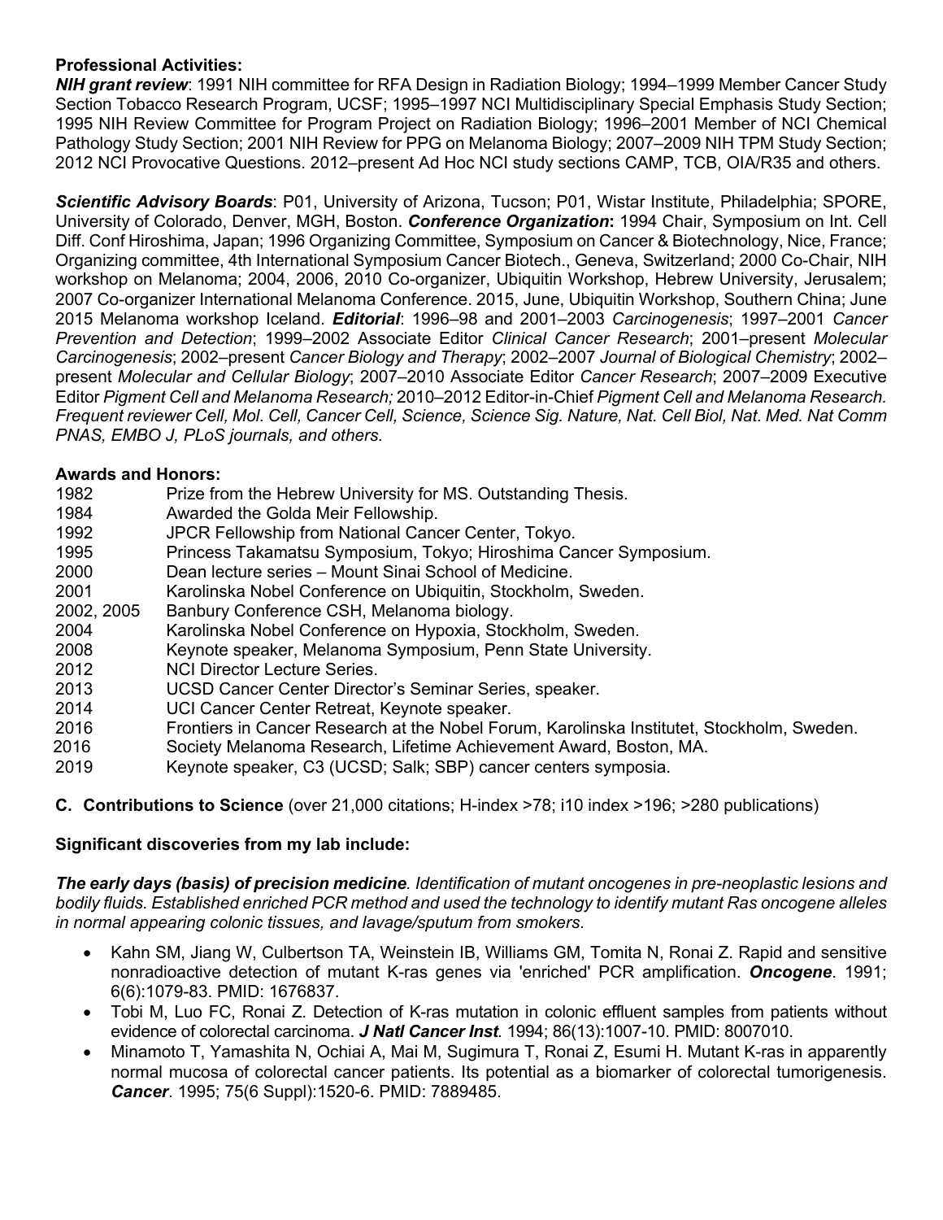**Professional Activities:**

***NIH grant review***: 1991 NIH committee for RFA Design in Radiation Biology; 1994–1999 Member Cancer Study Section Tobacco Research Program, UCSF; 1995–1997 NCI Multidisciplinary Special Emphasis Study Section; 1995 NIH Review Committee for Program Project on Radiation Biology; 1996–2001 Member of NCI Chemical Pathology Study Section; 2001 NIH Review for PPG on Melanoma Biology; 2007–2009 NIH TPM Study Section; 2012 NCI Provocative Questions. 2012–present Ad Hoc NCI study sections CAMP, TCB, OIA/R35 and others.

***Scientific Advisory Boards***: P01, University of Arizona, Tucson; P01, Wistar Institute, Philadelphia; SPORE, University of Colorado, Denver, MGH, Boston. ***Conference Organization*:** 1994 Chair, Symposium on Int. Cell Diff. Conf Hiroshima, Japan; 1996 Organizing Committee, Symposium on Cancer & Biotechnology, Nice, France; Organizing committee, 4th International Symposium Cancer Biotech., Geneva, Switzerland; 2000 Co-Chair, NIH workshop on Melanoma; 2004, 2006, 2010 Co-organizer, Ubiquitin Workshop, Hebrew University, Jerusalem; 2007 Co-organizer International Melanoma Conference. 2015, June, Ubiquitin Workshop, Southern China; June 2015 Melanoma workshop Iceland. ***Editorial***: 1996–98 and 2001–2003 *Carcinogenesis*; 1997–2001 *Cancer Prevention and Detection*; 1999–2002 Associate Editor *Clinical Cancer Research*; 2001–present *Molecular Carcinogenesis*; 2002–present *Cancer Biology and Therapy*; 2002–2007 *Journal of Biological Chemistry*; 2002–present *Molecular and Cellular Biology*; 2007–2010 Associate Editor *Cancer Research*; 2007–2009 Executive Editor *Pigment Cell and Melanoma Research;* 2010–2012 Editor-in-Chief *Pigment Cell and Melanoma Research. Frequent reviewer Cell, Mol. Cell, Cancer Cell, Science, Science Sig. Nature, Nat. Cell Biol, Nat. Med. Nat Comm PNAS, EMBO J, PLoS journals, and others.*

**Awards and Honors:**

| | |
|---|---|
| 1982 | Prize from the Hebrew University for MS. Outstanding Thesis. |
| 1984 | Awarded the Golda Meir Fellowship. |
| 1992 | JPCR Fellowship from National Cancer Center, Tokyo. |
| 1995 | Princess Takamatsu Symposium, Tokyo; Hiroshima Cancer Symposium. |
| 2000 | Dean lecture series – Mount Sinai School of Medicine. |
| 2001 | Karolinska Nobel Conference on Ubiquitin, Stockholm, Sweden. |
| 2002, 2005 | Banbury Conference CSH, Melanoma biology. |
| 2004 | Karolinska Nobel Conference on Hypoxia, Stockholm, Sweden. |
| 2008 | Keynote speaker, Melanoma Symposium, Penn State University. |
| 2012 | NCI Director Lecture Series. |
| 2013 | UCSD Cancer Center Director's Seminar Series, speaker. |
| 2014 | UCI Cancer Center Retreat, Keynote speaker. |
| 2016 | Frontiers in Cancer Research at the Nobel Forum, Karolinska Institutet, Stockholm, Sweden. |
| 2016 | Society Melanoma Research, Lifetime Achievement Award, Boston, MA. |
| 2019 | Keynote speaker, C3 (UCSD; Salk; SBP) cancer centers symposia. |

**C. Contributions to Science** (over 21,000 citations; H-index >78; i10 index >196; >280 publications)

**Significant discoveries from my lab include:**

***The early days (basis) of precision medicine****. Identification of mutant oncogenes in pre-neoplastic lesions and bodily fluids. Established enriched PCR method and used the technology to identify mutant Ras oncogene alleles in normal appearing colonic tissues, and lavage/sputum from smokers*.

- Kahn SM, Jiang W, Culbertson TA, Weinstein IB, Williams GM, Tomita N, Ronai Z. Rapid and sensitive nonradioactive detection of mutant K-ras genes via 'enriched' PCR amplification. ***Oncogene***. 1991; 6(6):1079-83. PMID: 1676837.
- Tobi M, Luo FC, Ronai Z. Detection of K-ras mutation in colonic effluent samples from patients without evidence of colorectal carcinoma. ***J Natl Cancer Inst***. 1994; 86(13):1007-10. PMID: 8007010.
- Minamoto T, Yamashita N, Ochiai A, Mai M, Sugimura T, Ronai Z, Esumi H. Mutant K-ras in apparently normal mucosa of colorectal cancer patients. Its potential as a biomarker of colorectal tumorigenesis. ***Cancer***. 1995; 75(6 Suppl):1520-6. PMID: 7889485.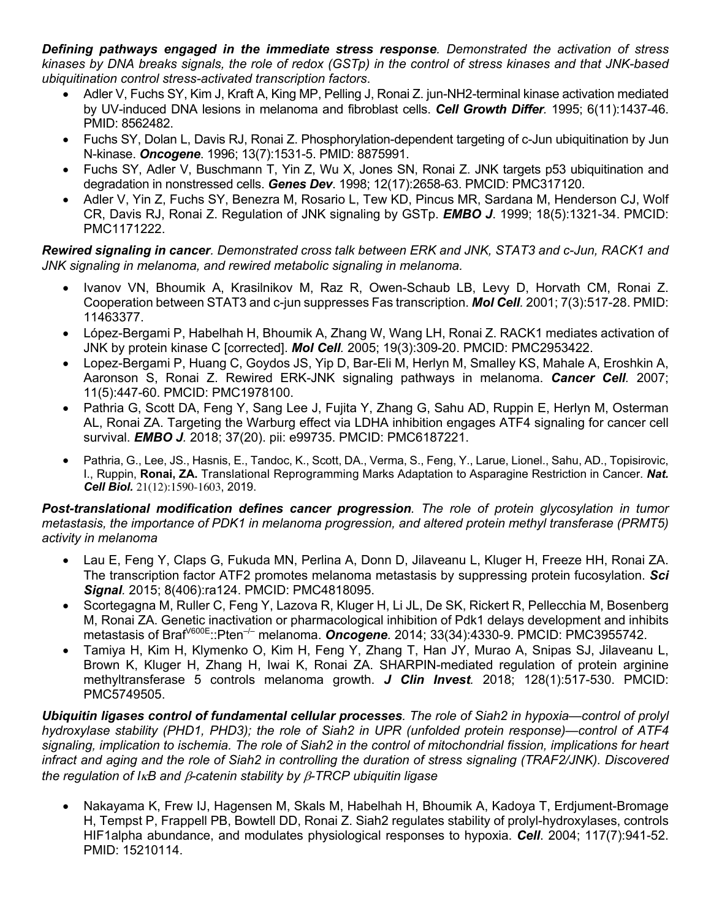***Defining pathways engaged in the immediate stress response**. Demonstrated the activation of stress kinases by DNA breaks signals, the role of redox (GSTp) in the control of stress kinases and that JNK-based ubiquitination control stress-activated transcription factors*.

- Adler V, Fuchs SY, Kim J, Kraft A, King MP, Pelling J, Ronai Z. jun-NH2-terminal kinase activation mediated by UV-induced DNA lesions in melanoma and fibroblast cells. ***Cell Growth Differ***. 1995; 6(11):1437-46. PMID: 8562482.
- Fuchs SY, Dolan L, Davis RJ, Ronai Z. Phosphorylation-dependent targeting of c-Jun ubiquitination by Jun N-kinase. ***Oncogene***. 1996; 13(7):1531-5. PMID: 8875991.
- Fuchs SY, Adler V, Buschmann T, Yin Z, Wu X, Jones SN, Ronai Z. JNK targets p53 ubiquitination and degradation in nonstressed cells. ***Genes Dev***. 1998; 12(17):2658-63. PMCID: PMC317120.
- Adler V, Yin Z, Fuchs SY, Benezra M, Rosario L, Tew KD, Pincus MR, Sardana M, Henderson CJ, Wolf CR, Davis RJ, Ronai Z. Regulation of JNK signaling by GSTp. ***EMBO J***. 1999; 18(5):1321-34. PMCID: PMC1171222.

***Rewired signaling in cancer**. Demonstrated cross talk between ERK and JNK, STAT3 and c-Jun, RACK1 and JNK signaling in melanoma, and rewired metabolic signaling in melanoma.*

- Ivanov VN, Bhoumik A, Krasilnikov M, Raz R, Owen-Schaub LB, Levy D, Horvath CM, Ronai Z. Cooperation between STAT3 and c-jun suppresses Fas transcription. ***Mol Cell***. 2001; 7(3):517-28. PMID: 11463377.
- López-Bergami P, Habelhah H, Bhoumik A, Zhang W, Wang LH, Ronai Z. RACK1 mediates activation of JNK by protein kinase C [corrected]. ***Mol Cell***. 2005; 19(3):309-20. PMCID: PMC2953422.
- Lopez-Bergami P, Huang C, Goydos JS, Yip D, Bar-Eli M, Herlyn M, Smalley KS, Mahale A, Eroshkin A, Aaronson S, Ronai Z. Rewired ERK-JNK signaling pathways in melanoma. ***Cancer Cell***. 2007; 11(5):447-60. PMCID: PMC1978100.
- Pathria G, Scott DA, Feng Y, Sang Lee J, Fujita Y, Zhang G, Sahu AD, Ruppin E, Herlyn M, Osterman AL, Ronai ZA. Targeting the Warburg effect via LDHA inhibition engages ATF4 signaling for cancer cell survival. ***EMBO J***. 2018; 37(20). pii: e99735. PMCID: PMC6187221.
- Pathria, G., Lee, JS., Hasnis, E., Tandoc, K., Scott, DA., Verma, S., Feng, Y., Larue, Lionel., Sahu, AD., Topisirovic, I., Ruppin, **Ronai, ZA.** Translational Reprogramming Marks Adaptation to Asparagine Restriction in Cancer. ***Nat. Cell Biol.*** 21(12):1590-1603, 2019.

***Post-translational modification defines cancer progression**. The role of protein glycosylation in tumor metastasis, the importance of PDK1 in melanoma progression, and altered protein methyl transferase (PRMT5) activity in melanoma*

- Lau E, Feng Y, Claps G, Fukuda MN, Perlina A, Donn D, Jilaveanu L, Kluger H, Freeze HH, Ronai ZA. The transcription factor ATF2 promotes melanoma metastasis by suppressing protein fucosylation. ***Sci Signal***. 2015; 8(406):ra124. PMCID: PMC4818095.
- Scortegagna M, Ruller C, Feng Y, Lazova R, Kluger H, Li JL, De SK, Rickert R, Pellecchia M, Bosenberg M, Ronai ZA. Genetic inactivation or pharmacological inhibition of Pdk1 delays development and inhibits metastasis of Braf$^{V600E}$::Pten$^{-/-}$ melanoma. ***Oncogene***. 2014; 33(34):4330-9. PMCID: PMC3955742.
- Tamiya H, Kim H, Klymenko O, Kim H, Feng Y, Zhang T, Han JY, Murao A, Snipas SJ, Jilaveanu L, Brown K, Kluger H, Zhang H, Iwai K, Ronai ZA. SHARPIN-mediated regulation of protein arginine methyltransferase 5 controls melanoma growth. ***J Clin Invest***. 2018; 128(1):517-530. PMCID: PMC5749505.

***Ubiquitin ligases control of fundamental cellular processes**. The role of Siah2 in hypoxia—control of prolyl hydroxylase stability (PHD1, PHD3); the role of Siah2 in UPR (unfolded protein response)—control of ATF4 signaling, implication to ischemia. The role of Siah2 in the control of mitochondrial fission, implications for heart infract and aging and the role of Siah2 in controlling the duration of stress signaling (TRAF2/JNK). Discovered the regulation of IκB and β-catenin stability by β-TRCP ubiquitin ligase*

- Nakayama K, Frew IJ, Hagensen M, Skals M, Habelhah H, Bhoumik A, Kadoya T, Erdjument-Bromage H, Tempst P, Frappell PB, Bowtell DD, Ronai Z. Siah2 regulates stability of prolyl-hydroxylases, controls HIF1alpha abundance, and modulates physiological responses to hypoxia. ***Cell***. 2004; 117(7):941-52. PMID: 15210114.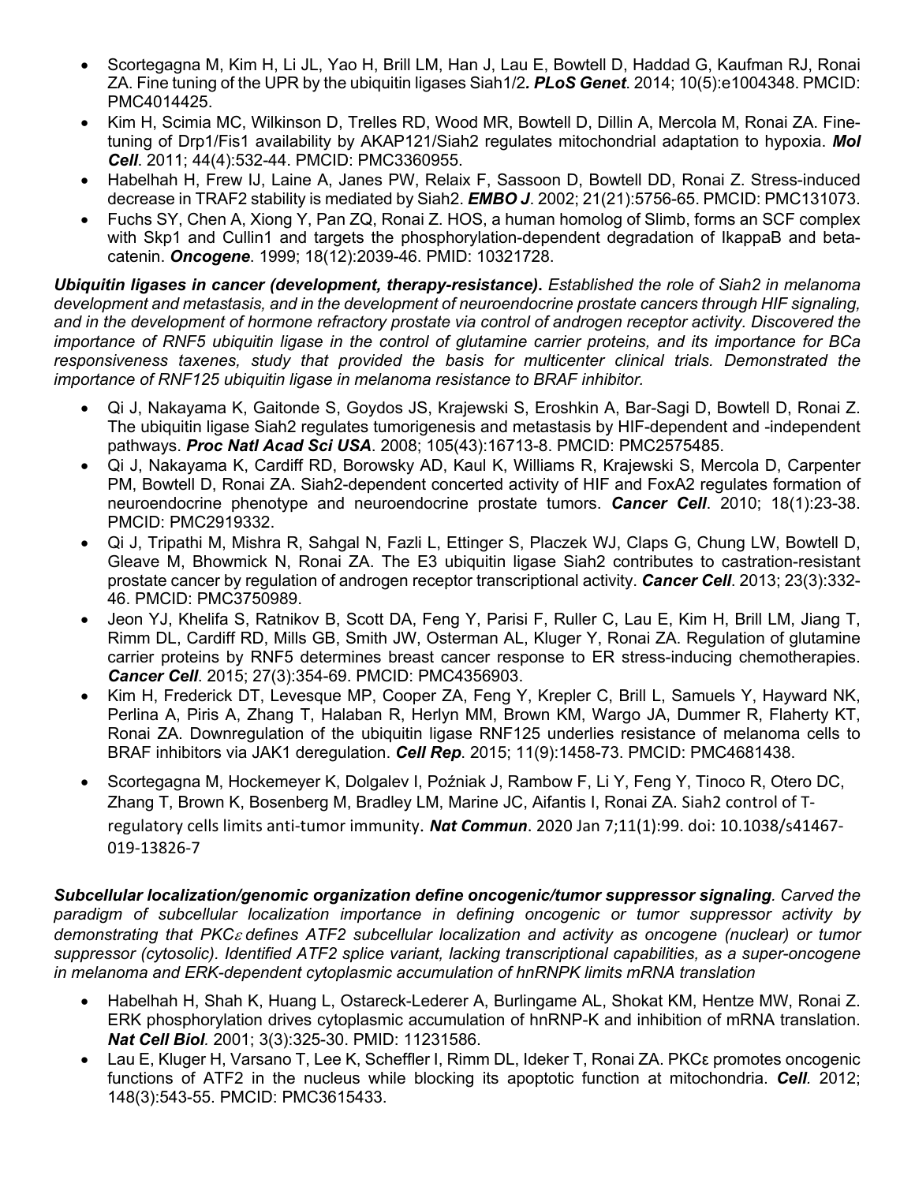- Scortegagna M, Kim H, Li JL, Yao H, Brill LM, Han J, Lau E, Bowtell D, Haddad G, Kaufman RJ, Ronai ZA. Fine tuning of the UPR by the ubiquitin ligases Siah1/2***. PLoS Genet***. 2014; 10(5):e1004348. PMCID: PMC4014425.
- Kim H, Scimia MC, Wilkinson D, Trelles RD, Wood MR, Bowtell D, Dillin A, Mercola M, Ronai ZA. Fine-tuning of Drp1/Fis1 availability by AKAP121/Siah2 regulates mitochondrial adaptation to hypoxia. ***Mol Cell***. 2011; 44(4):532-44. PMCID: PMC3360955.
- Habelhah H, Frew IJ, Laine A, Janes PW, Relaix F, Sassoon D, Bowtell DD, Ronai Z. Stress-induced decrease in TRAF2 stability is mediated by Siah2. ***EMBO J***. 2002; 21(21):5756-65. PMCID: PMC131073.
- Fuchs SY, Chen A, Xiong Y, Pan ZQ, Ronai Z. HOS, a human homolog of Slimb, forms an SCF complex with Skp1 and Cullin1 and targets the phosphorylation-dependent degradation of IkappaB and beta-catenin. ***Oncogene***. 1999; 18(12):2039-46. PMID: 10321728.

***Ubiquitin ligases in cancer (development, therapy-resistance).*** *Established the role of Siah2 in melanoma development and metastasis, and in the development of neuroendocrine prostate cancers through HIF signaling, and in the development of hormone refractory prostate via control of androgen receptor activity. Discovered the importance of RNF5 ubiquitin ligase in the control of glutamine carrier proteins, and its importance for BCa responsiveness taxenes, study that provided the basis for multicenter clinical trials. Demonstrated the importance of RNF125 ubiquitin ligase in melanoma resistance to BRAF inhibitor.*

- Qi J, Nakayama K, Gaitonde S, Goydos JS, Krajewski S, Eroshkin A, Bar-Sagi D, Bowtell D, Ronai Z. The ubiquitin ligase Siah2 regulates tumorigenesis and metastasis by HIF-dependent and -independent pathways. ***Proc Natl Acad Sci USA***. 2008; 105(43):16713-8. PMCID: PMC2575485.
- Qi J, Nakayama K, Cardiff RD, Borowsky AD, Kaul K, Williams R, Krajewski S, Mercola D, Carpenter PM, Bowtell D, Ronai ZA. Siah2-dependent concerted activity of HIF and FoxA2 regulates formation of neuroendocrine phenotype and neuroendocrine prostate tumors. ***Cancer Cell***. 2010; 18(1):23-38. PMCID: PMC2919332.
- Qi J, Tripathi M, Mishra R, Sahgal N, Fazli L, Ettinger S, Placzek WJ, Claps G, Chung LW, Bowtell D, Gleave M, Bhowmick N, Ronai ZA. The E3 ubiquitin ligase Siah2 contributes to castration-resistant prostate cancer by regulation of androgen receptor transcriptional activity. ***Cancer Cell***. 2013; 23(3):332-46. PMCID: PMC3750989.
- Jeon YJ, Khelifa S, Ratnikov B, Scott DA, Feng Y, Parisi F, Ruller C, Lau E, Kim H, Brill LM, Jiang T, Rimm DL, Cardiff RD, Mills GB, Smith JW, Osterman AL, Kluger Y, Ronai ZA. Regulation of glutamine carrier proteins by RNF5 determines breast cancer response to ER stress-inducing chemotherapies. ***Cancer Cell***. 2015; 27(3):354-69. PMCID: PMC4356903.
- Kim H, Frederick DT, Levesque MP, Cooper ZA, Feng Y, Krepler C, Brill L, Samuels Y, Hayward NK, Perlina A, Piris A, Zhang T, Halaban R, Herlyn MM, Brown KM, Wargo JA, Dummer R, Flaherty KT, Ronai ZA. Downregulation of the ubiquitin ligase RNF125 underlies resistance of melanoma cells to BRAF inhibitors via JAK1 deregulation. ***Cell Rep***. 2015; 11(9):1458-73. PMCID: PMC4681438.
- Scortegagna M, Hockemeyer K, Dolgalev I, Poźniak J, Rambow F, Li Y, Feng Y, Tinoco R, Otero DC, Zhang T, Brown K, Bosenberg M, Bradley LM, Marine JC, Aifantis I, Ronai ZA. Siah2 control of T-regulatory cells limits anti-tumor immunity. ***Nat Commun***. 2020 Jan 7;11(1):99. doi: 10.1038/s41467-019-13826-7

***Subcellular localization/genomic organization define oncogenic/tumor suppressor signaling***. *Carved the paradigm of subcellular localization importance in defining oncogenic or tumor suppressor activity by demonstrating that PKCε defines ATF2 subcellular localization and activity as oncogene (nuclear) or tumor suppressor (cytosolic). Identified ATF2 splice variant, lacking transcriptional capabilities, as a super-oncogene in melanoma and ERK-dependent cytoplasmic accumulation of hnRNPK limits mRNA translation*

- Habelhah H, Shah K, Huang L, Ostareck-Lederer A, Burlingame AL, Shokat KM, Hentze MW, Ronai Z. ERK phosphorylation drives cytoplasmic accumulation of hnRNP-K and inhibition of mRNA translation. ***Nat Cell Biol***. 2001; 3(3):325-30. PMID: 11231586.
- Lau E, Kluger H, Varsano T, Lee K, Scheffler I, Rimm DL, Ideker T, Ronai ZA. PKCε promotes oncogenic functions of ATF2 in the nucleus while blocking its apoptotic function at mitochondria. ***Cell***. 2012; 148(3):543-55. PMCID: PMC3615433.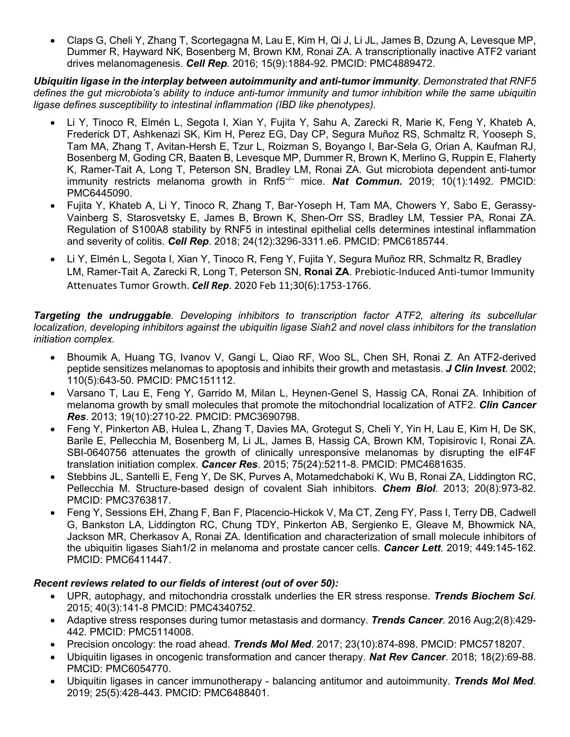- Claps G, Cheli Y, Zhang T, Scortegagna M, Lau E, Kim H, Qi J, Li JL, James B, Dzung A, Levesque MP, Dummer R, Hayward NK, Bosenberg M, Brown KM, Ronai ZA. A transcriptionally inactive ATF2 variant drives melanomagenesis. ***Cell Rep.*** 2016; 15(9):1884-92. PMCID: PMC4889472.

***Ubiquitin ligase in the interplay between autoimmunity and anti-tumor immunity***. *Demonstrated that RNF5 defines the gut microbiota's ability to induce anti-tumor immunity and tumor inhibition while the same ubiquitin ligase defines susceptibility to intestinal inflammation (IBD like phenotypes).*

- Li Y, Tinoco R, Elmén L, Segota I, Xian Y, Fujita Y, Sahu A, Zarecki R, Marie K, Feng Y, Khateb A, Frederick DT, Ashkenazi SK, Kim H, Perez EG, Day CP, Segura Muñoz RS, Schmaltz R, Yooseph S, Tam MA, Zhang T, Avitan-Hersh E, Tzur L, Roizman S, Boyango I, Bar-Sela G, Orian A, Kaufman RJ, Bosenberg M, Goding CR, Baaten B, Levesque MP, Dummer R, Brown K, Merlino G, Ruppin E, Flaherty K, Ramer-Tait A, Long T, Peterson SN, Bradley LM, Ronai ZA. Gut microbiota dependent anti-tumor immunity restricts melanoma growth in Rnf5$^{-/-}$ mice. ***Nat Commun.*** 2019; 10(1):1492. PMCID: PMC6445090.
- Fujita Y, Khateb A, Li Y, Tinoco R, Zhang T, Bar-Yoseph H, Tam MA, Chowers Y, Sabo E, Gerassy-Vainberg S, Starosvetsky E, James B, Brown K, Shen-Orr SS, Bradley LM, Tessier PA, Ronai ZA. Regulation of S100A8 stability by RNF5 in intestinal epithelial cells determines intestinal inflammation and severity of colitis. ***Cell Rep***. 2018; 24(12):3296-3311.e6. PMCID: PMC6185744.
- Li Y, Elmén L, Segota I, Xian Y, Tinoco R, Feng Y, Fujita Y, Segura Muñoz RR, Schmaltz R, Bradley LM, Ramer-Tait A, Zarecki R, Long T, Peterson SN, **Ronai ZA**. Prebiotic-Induced Anti-tumor Immunity Attenuates Tumor Growth. ***Cell Rep***. 2020 Feb 11;30(6):1753-1766.

***Targeting the undruggable***. *Developing inhibitors to transcription factor ATF2, altering its subcellular localization, developing inhibitors against the ubiquitin ligase Siah2 and novel class inhibitors for the translation initiation complex.*

- Bhoumik A, Huang TG, Ivanov V, Gangi L, Qiao RF, Woo SL, Chen SH, Ronai Z. An ATF2-derived peptide sensitizes melanomas to apoptosis and inhibits their growth and metastasis. ***J Clin Invest***. 2002; 110(5):643-50. PMCID: PMC151112.
- Varsano T, Lau E, Feng Y, Garrido M, Milan L, Heynen-Genel S, Hassig CA, Ronai ZA. Inhibition of melanoma growth by small molecules that promote the mitochondrial localization of ATF2. ***Clin Cancer Res***. 2013; 19(10):2710-22. PMCID: PMC3690798.
- Feng Y, Pinkerton AB, Hulea L, Zhang T, Davies MA, Grotegut S, Cheli Y, Yin H, Lau E, Kim H, De SK, Barile E, Pellecchia M, Bosenberg M, Li JL, James B, Hassig CA, Brown KM, Topisirovic I, Ronai ZA. SBI-0640756 attenuates the growth of clinically unresponsive melanomas by disrupting the eIF4F translation initiation complex. ***Cancer Res***. 2015; 75(24):5211-8. PMCID: PMC4681635.
- Stebbins JL, Santelli E, Feng Y, De SK, Purves A, Motamedchaboki K, Wu B, Ronai ZA, Liddington RC, Pellecchia M. Structure-based design of covalent Siah inhibitors. ***Chem Biol***. 2013; 20(8):973-82. PMCID: PMC3763817.
- Feng Y, Sessions EH, Zhang F, Ban F, Placencio-Hickok V, Ma CT, Zeng FY, Pass I, Terry DB, Cadwell G, Bankston LA, Liddington RC, Chung TDY, Pinkerton AB, Sergienko E, Gleave M, Bhowmick NA, Jackson MR, Cherkasov A, Ronai ZA. Identification and characterization of small molecule inhibitors of the ubiquitin ligases Siah1/2 in melanoma and prostate cancer cells. ***Cancer Lett***. 2019; 449:145-162. PMCID: PMC6411447.

***Recent reviews related to our fields of interest (out of over 50):***

- UPR, autophagy, and mitochondria crosstalk underlies the ER stress response. ***Trends Biochem Sci***. 2015; 40(3):141-8 PMCID: PMC4340752.
- Adaptive stress responses during tumor metastasis and dormancy. ***Trends Cancer***. 2016 Aug;2(8):429-442. PMCID: PMC5114008.
- Precision oncology: the road ahead. ***Trends Mol Med***. 2017; 23(10):874-898. PMCID: PMC5718207.
- Ubiquitin ligases in oncogenic transformation and cancer therapy. ***Nat Rev Cancer***. 2018; 18(2):69-88. PMCID: PMC6054770.
- Ubiquitin ligases in cancer immunotherapy - balancing antitumor and autoimmunity. ***Trends Mol Med***. 2019; 25(5):428-443. PMCID: PMC6488401.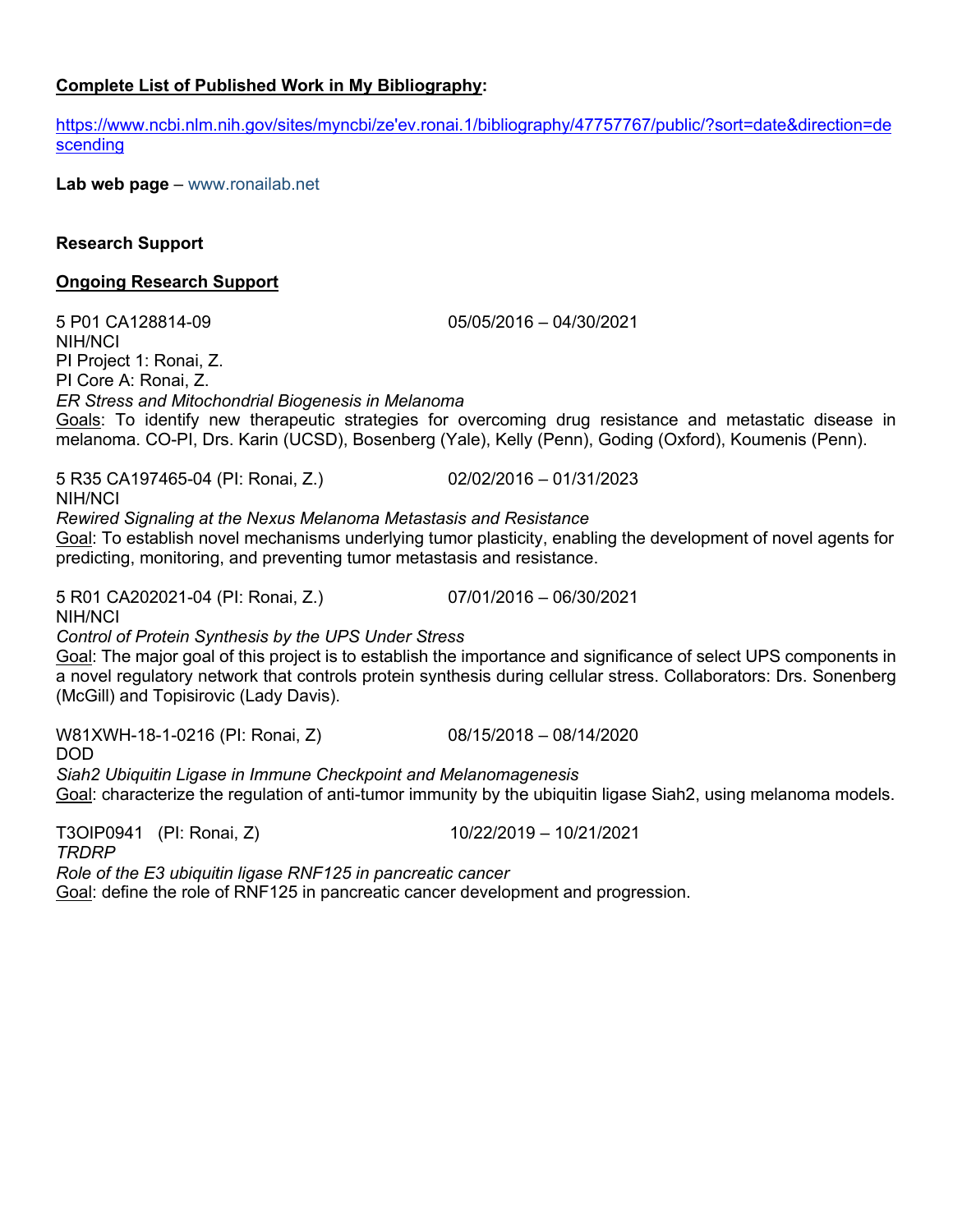**Complete List of Published Work in My Bibliography:**

https://www.ncbi.nlm.nih.gov/sites/myncbi/ze'ev.ronai.1/bibliography/47757767/public/?sort=date&direction=descending

**Lab web page** – www.ronailab.net

**Research Support**

**Ongoing Research Support**

5 P01 CA128814-09 05/05/2016 – 04/30/2021
NIH/NCI
PI Project 1: Ronai, Z.
PI Core A: Ronai, Z.
*ER Stress and Mitochondrial Biogenesis in Melanoma*
Goals: To identify new therapeutic strategies for overcoming drug resistance and metastatic disease in melanoma. CO-PI, Drs. Karin (UCSD), Bosenberg (Yale), Kelly (Penn), Goding (Oxford), Koumenis (Penn).

5 R35 CA197465-04 (PI: Ronai, Z.) 02/02/2016 – 01/31/2023
NIH/NCI
*Rewired Signaling at the Nexus Melanoma Metastasis and Resistance*
Goal: To establish novel mechanisms underlying tumor plasticity, enabling the development of novel agents for predicting, monitoring, and preventing tumor metastasis and resistance.

5 R01 CA202021-04 (PI: Ronai, Z.) 07/01/2016 – 06/30/2021
NIH/NCI
*Control of Protein Synthesis by the UPS Under Stress*
Goal: The major goal of this project is to establish the importance and significance of select UPS components in a novel regulatory network that controls protein synthesis during cellular stress. Collaborators: Drs. Sonenberg (McGill) and Topisirovic (Lady Davis).

W81XWH-18-1-0216 (PI: Ronai, Z) 08/15/2018 – 08/14/2020
DOD
*Siah2 Ubiquitin Ligase in Immune Checkpoint and Melanomagenesis*
Goal: characterize the regulation of anti-tumor immunity by the ubiquitin ligase Siah2, using melanoma models.

T3OIP0941 (PI: Ronai, Z) 10/22/2019 – 10/21/2021
*TRDRP*
*Role of the E3 ubiquitin ligase RNF125 in pancreatic cancer*
Goal: define the role of RNF125 in pancreatic cancer development and progression.